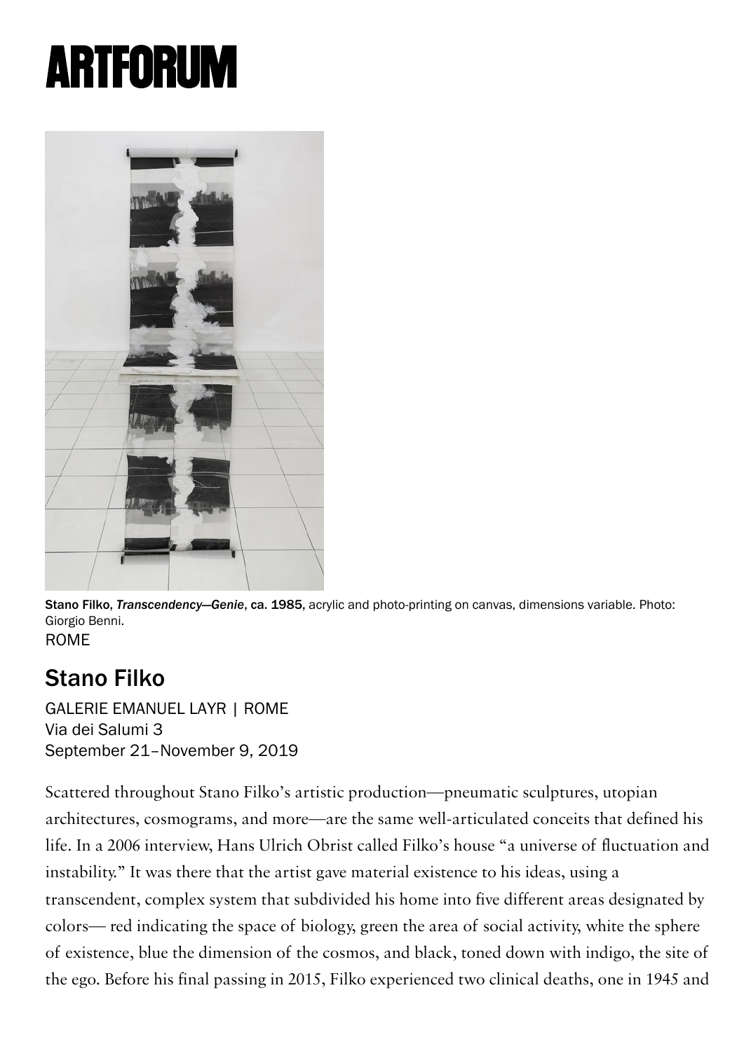# ARTFORUM

Stano Filko, *Transcendency—Genie*, ca. 1985, acrylic and photo-printing on canvas, dimensions variable. Photo: Giorgio Benni.

ROME

## Stano Filko

GALERIE EMANUEL LAYR | ROME
Via dei Salumi 3
September 21–November 9, 2019

Scattered throughout Stano Filko's artistic production—pneumatic sculptures, utopian architectures, cosmograms, and more—are the same well-articulated conceits that defined his life. In a 2006 interview, Hans Ulrich Obrist called Filko's house "a universe of fluctuation and instability." It was there that the artist gave material existence to his ideas, using a transcendent, complex system that subdivided his home into five different areas designated by colors— red indicating the space of biology, green the area of social activity, white the sphere of existence, blue the dimension of the cosmos, and black, toned down with indigo, the site of the ego. Before his final passing in 2015, Filko experienced two clinical deaths, one in 1945 and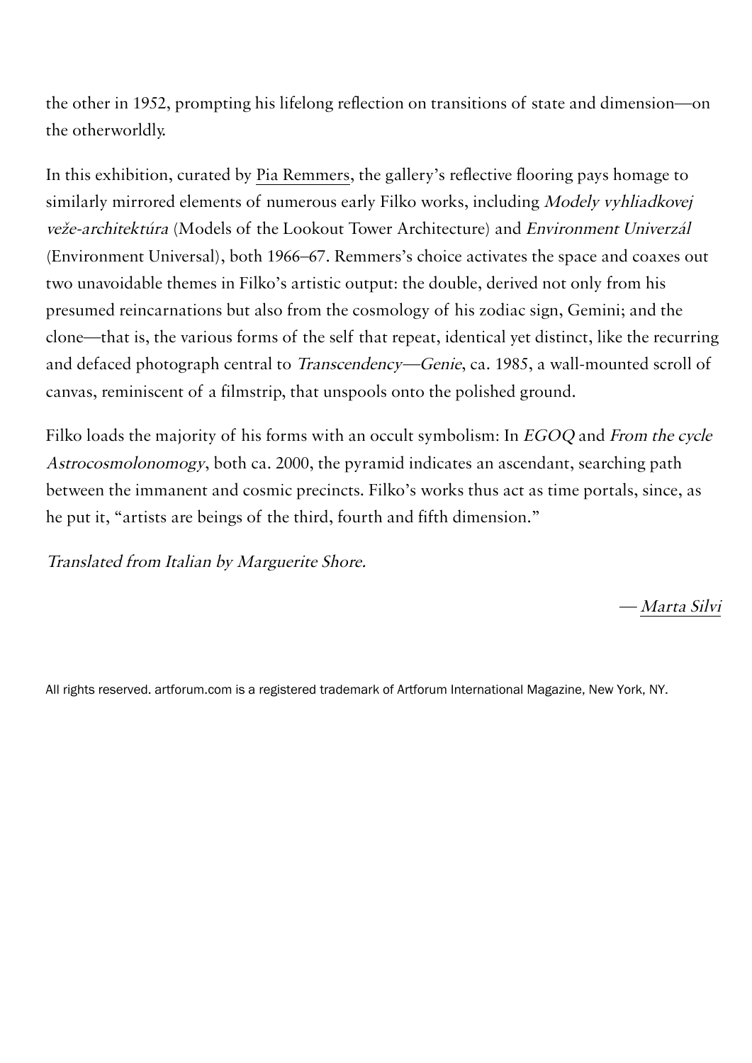the other in 1952, prompting his lifelong reflection on transitions of state and dimension—on the otherworldly.

In this exhibition, curated by Pia Remmers, the gallery's reflective flooring pays homage to similarly mirrored elements of numerous early Filko works, including *Modely vyhliadkovej veže-architektúra* (Models of the Lookout Tower Architecture) and *Environment Univerzál* (Environment Universal), both 1966–67. Remmers's choice activates the space and coaxes out two unavoidable themes in Filko's artistic output: the double, derived not only from his presumed reincarnations but also from the cosmology of his zodiac sign, Gemini; and the clone—that is, the various forms of the self that repeat, identical yet distinct, like the recurring and defaced photograph central to *Transcendency—Genie*, ca. 1985, a wall-mounted scroll of canvas, reminiscent of a filmstrip, that unspools onto the polished ground.

Filko loads the majority of his forms with an occult symbolism: In *EGOQ* and *From the cycle Astrocosmolonomogy*, both ca. 2000, the pyramid indicates an ascendant, searching path between the immanent and cosmic precincts. Filko's works thus act as time portals, since, as he put it, "artists are beings of the third, fourth and fifth dimension."

*Translated from Italian by Marguerite Shore.*

— *Marta Silvi*

All rights reserved. artforum.com is a registered trademark of Artforum International Magazine, New York, NY.